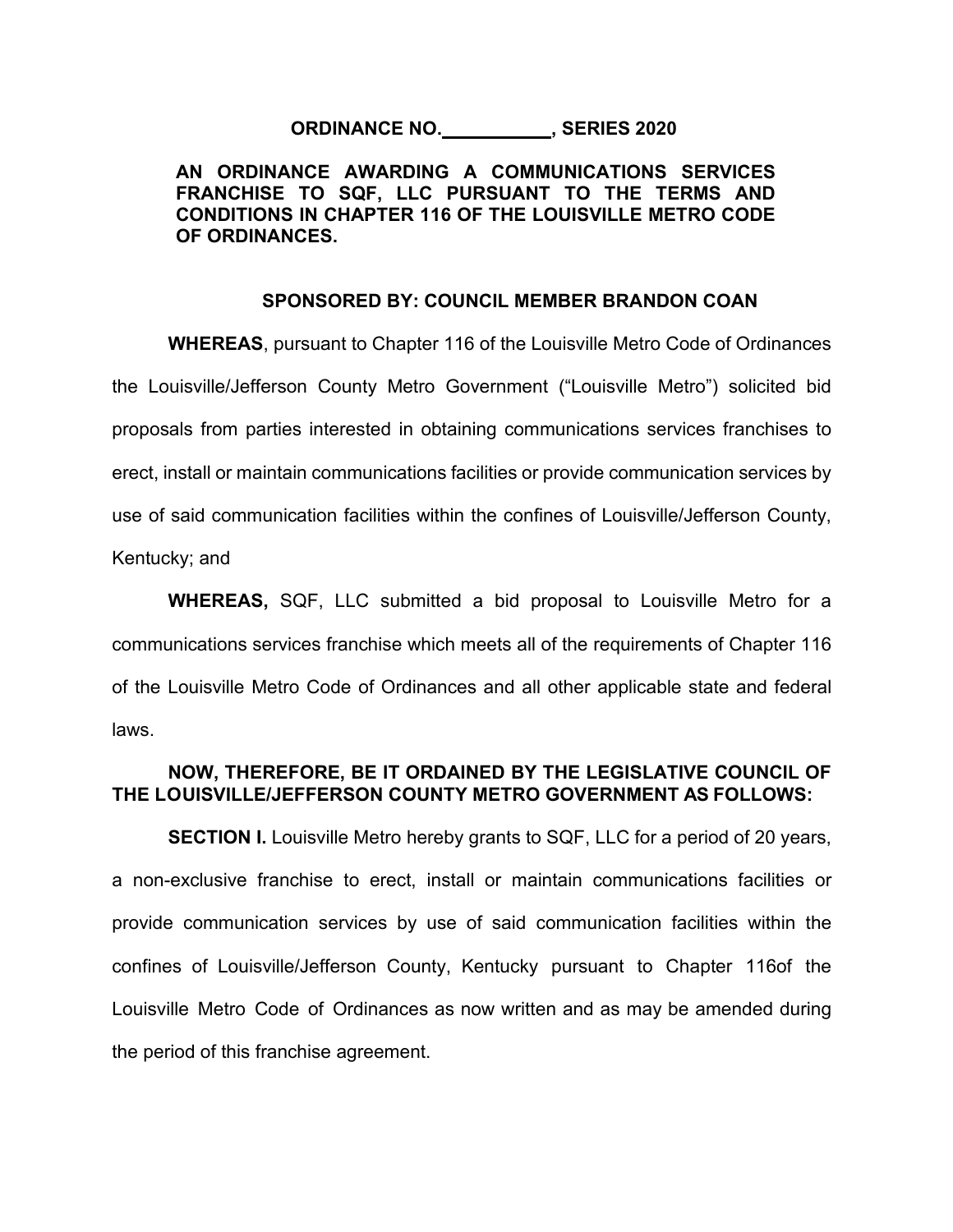**ORDINANCE NO.\_\_\_\_\_\_\_\_\_\_, SERIES 2020**

**AN ORDINANCE AWARDING A COMMUNICATIONS SERVICES FRANCHISE TO SQF, LLC PURSUANT TO THE TERMS AND CONDITIONS IN CHAPTER 116 OF THE LOUISVILLE METRO CODE OF ORDINANCES.**

**SPONSORED BY: COUNCIL MEMBER BRANDON COAN**

**WHEREAS**, pursuant to Chapter 116 of the Louisville Metro Code of Ordinances the Louisville/Jefferson County Metro Government ("Louisville Metro") solicited bid proposals from parties interested in obtaining communications services franchises to erect, install or maintain communications facilities or provide communication services by use of said communication facilities within the confines of Louisville/Jefferson County, Kentucky; and

**WHEREAS,** SQF, LLC submitted a bid proposal to Louisville Metro for a communications services franchise which meets all of the requirements of Chapter 116 of the Louisville Metro Code of Ordinances and all other applicable state and federal laws.

**NOW, THEREFORE, BE IT ORDAINED BY THE LEGISLATIVE COUNCIL OF THE LOUISVILLE/JEFFERSON COUNTY METRO GOVERNMENT AS FOLLOWS:**

**SECTION I.** Louisville Metro hereby grants to SQF, LLC for a period of 20 years, a non-exclusive franchise to erect, install or maintain communications facilities or provide communication services by use of said communication facilities within the confines of Louisville/Jefferson County, Kentucky pursuant to Chapter 116of the Louisville Metro Code of Ordinances as now written and as may be amended during the period of this franchise agreement.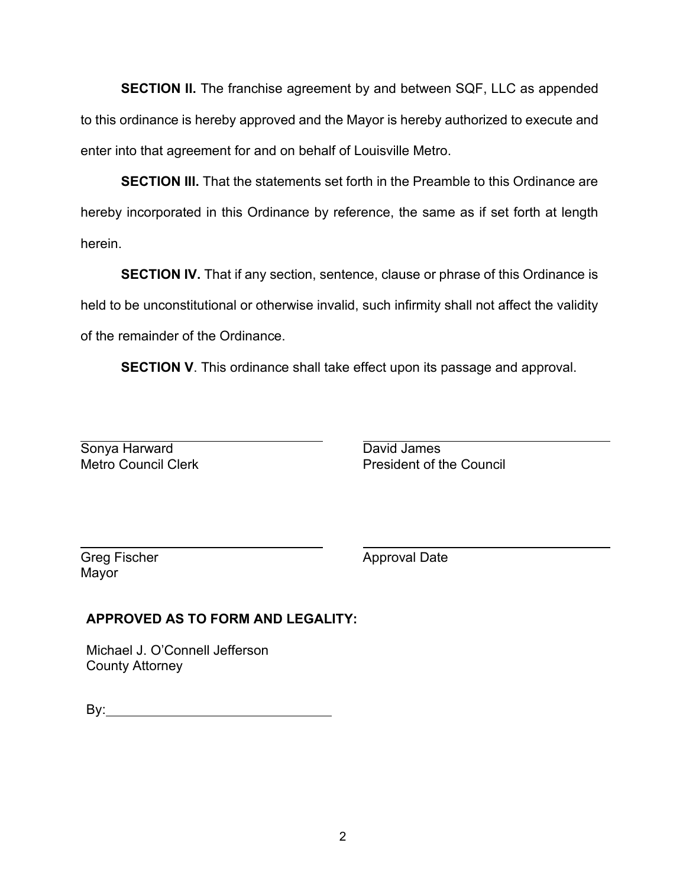**SECTION II.** The franchise agreement by and between SQF, LLC as appended to this ordinance is hereby approved and the Mayor is hereby authorized to execute and enter into that agreement for and on behalf of Louisville Metro.

**SECTION III.** That the statements set forth in the Preamble to this Ordinance are hereby incorporated in this Ordinance by reference, the same as if set forth at length herein.

**SECTION IV.** That if any section, sentence, clause or phrase of this Ordinance is held to be unconstitutional or otherwise invalid, such infirmity shall not affect the validity of the remainder of the Ordinance.

**SECTION V**. This ordinance shall take effect upon its passage and approval.

\_\_\_\_\_\_\_\_\_\_\_\_\_\_\_\_\_\_\_\_\_\_\_\_\_\_\_\_\_\_\_\_
Sonya Harward
Metro Council Clerk

\_\_\_\_\_\_\_\_\_\_\_\_\_\_\_\_\_\_\_\_\_\_\_\_\_\_\_\_\_\_\_\_
David James
President of the Council

\_\_\_\_\_\_\_\_\_\_\_\_\_\_\_\_\_\_\_\_\_\_\_\_\_\_\_\_\_\_\_\_
Greg Fischer
Mayor

\_\_\_\_\_\_\_\_\_\_\_\_\_\_\_\_\_\_\_\_\_\_\_\_\_\_\_\_\_\_\_\_
Approval Date

**APPROVED AS TO FORM AND LEGALITY:**

Michael J. O'Connell Jefferson
County Attorney

By:\_\_\_\_\_\_\_\_\_\_\_\_\_\_\_\_\_\_\_\_\_\_\_\_\_\_\_\_\_\_\_\_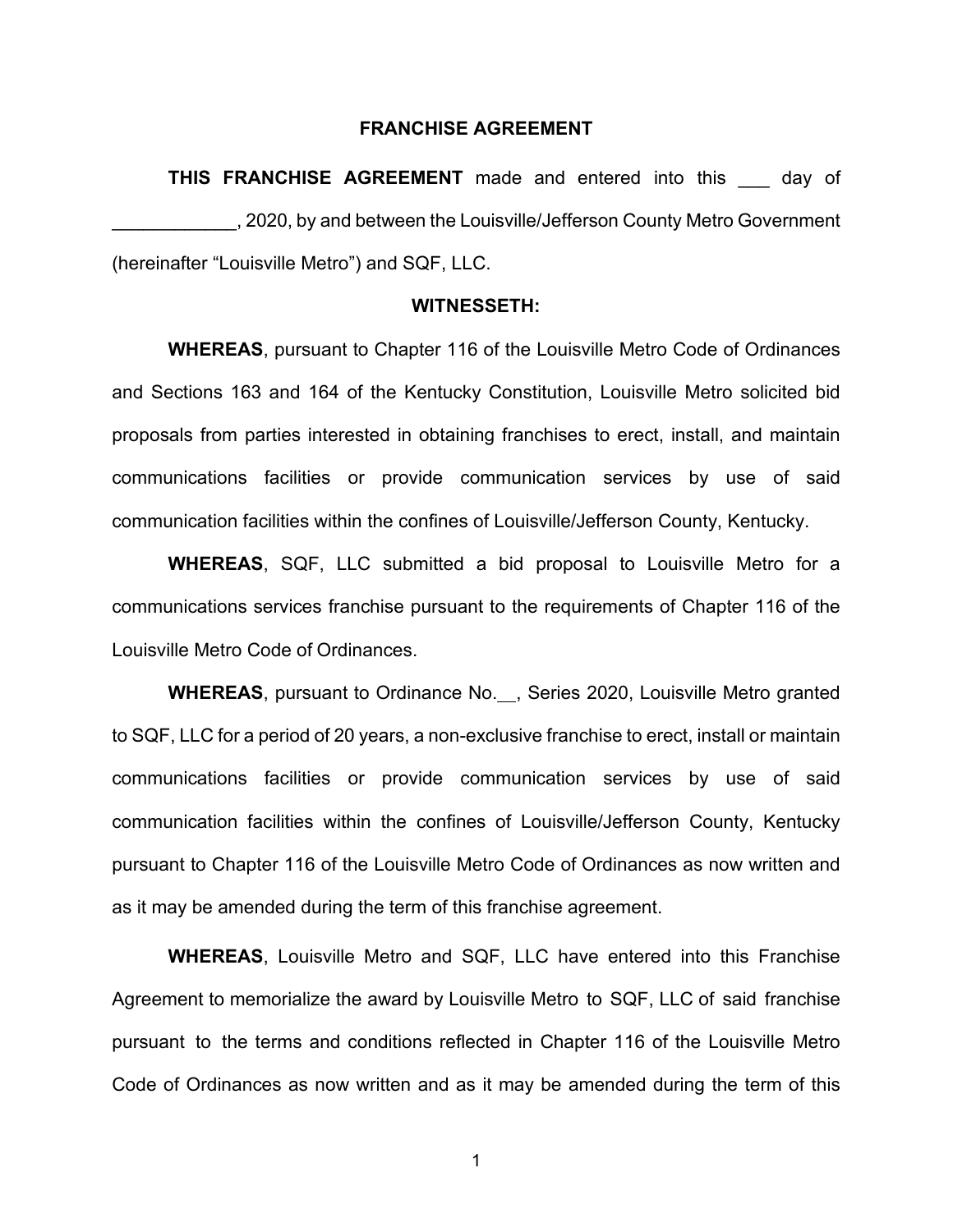# FRANCHISE AGREEMENT

**THIS FRANCHISE AGREEMENT** made and entered into this ___ day of ____________, 2020, by and between the Louisville/Jefferson County Metro Government (hereinafter "Louisville Metro") and SQF, LLC.

**WITNESSETH:**

**WHEREAS**, pursuant to Chapter 116 of the Louisville Metro Code of Ordinances and Sections 163 and 164 of the Kentucky Constitution, Louisville Metro solicited bid proposals from parties interested in obtaining franchises to erect, install, and maintain communications facilities or provide communication services by use of said communication facilities within the confines of Louisville/Jefferson County, Kentucky.

**WHEREAS**, SQF, LLC submitted a bid proposal to Louisville Metro for a communications services franchise pursuant to the requirements of Chapter 116 of the Louisville Metro Code of Ordinances.

**WHEREAS**, pursuant to Ordinance No.__, Series 2020, Louisville Metro granted to SQF, LLC for a period of 20 years, a non-exclusive franchise to erect, install or maintain communications facilities or provide communication services by use of said communication facilities within the confines of Louisville/Jefferson County, Kentucky pursuant to Chapter 116 of the Louisville Metro Code of Ordinances as now written and as it may be amended during the term of this franchise agreement.

**WHEREAS**, Louisville Metro and SQF, LLC have entered into this Franchise Agreement to memorialize the award by Louisville Metro to SQF, LLC of said franchise pursuant to the terms and conditions reflected in Chapter 116 of the Louisville Metro Code of Ordinances as now written and as it may be amended during the term of this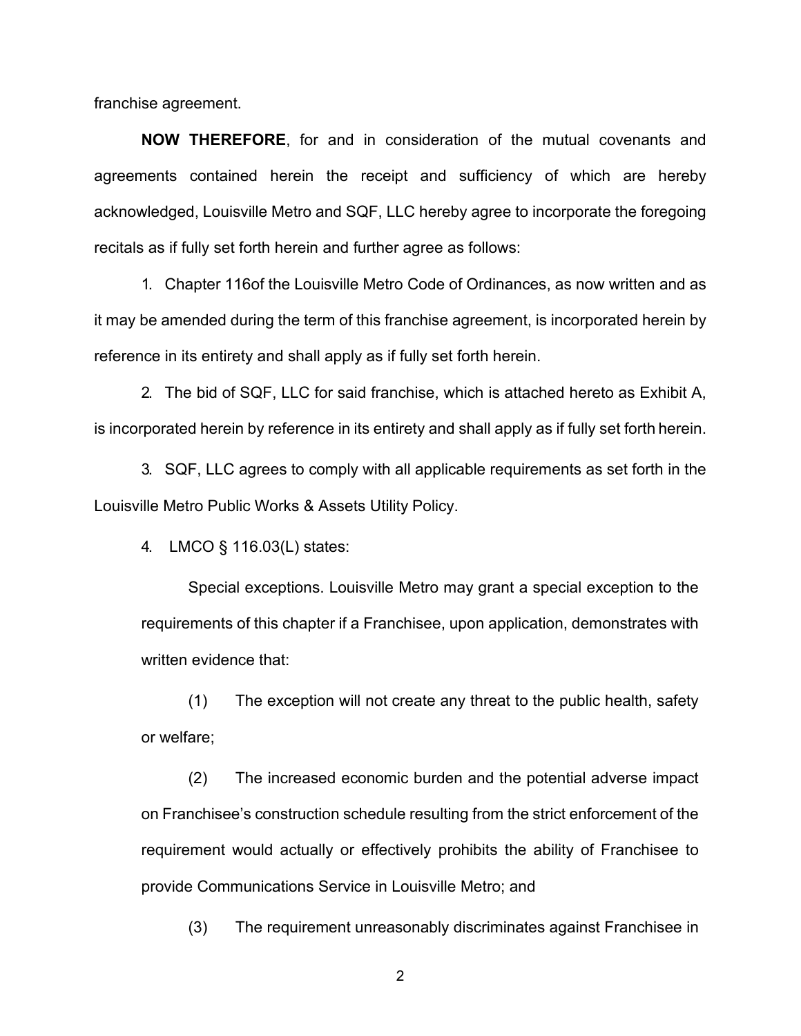franchise agreement.

**NOW THEREFORE**, for and in consideration of the mutual covenants and agreements contained herein the receipt and sufficiency of which are hereby acknowledged, Louisville Metro and SQF, LLC hereby agree to incorporate the foregoing recitals as if fully set forth herein and further agree as follows:

1. Chapter 116of the Louisville Metro Code of Ordinances, as now written and as it may be amended during the term of this franchise agreement, is incorporated herein by reference in its entirety and shall apply as if fully set forth herein.

2. The bid of SQF, LLC for said franchise, which is attached hereto as Exhibit A, is incorporated herein by reference in its entirety and shall apply as if fully set forth herein.

3. SQF, LLC agrees to comply with all applicable requirements as set forth in the Louisville Metro Public Works & Assets Utility Policy.

4. LMCO § 116.03(L) states:

> Special exceptions. Louisville Metro may grant a special exception to the requirements of this chapter if a Franchisee, upon application, demonstrates with written evidence that:
>
> (1) The exception will not create any threat to the public health, safety or welfare;
>
> (2) The increased economic burden and the potential adverse impact on Franchisee's construction schedule resulting from the strict enforcement of the requirement would actually or effectively prohibits the ability of Franchisee to provide Communications Service in Louisville Metro; and
>
> (3) The requirement unreasonably discriminates against Franchisee in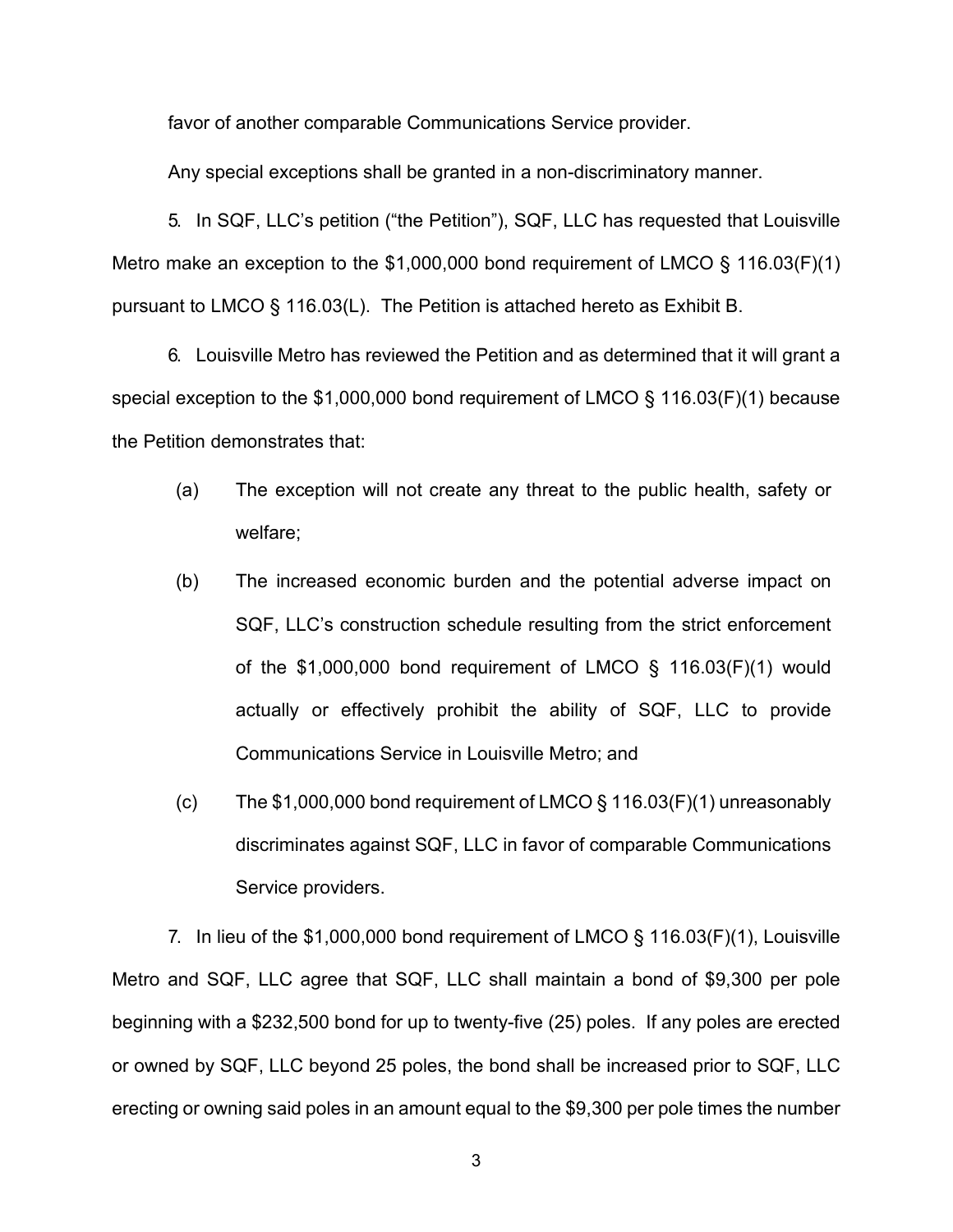favor of another comparable Communications Service provider.

Any special exceptions shall be granted in a non-discriminatory manner.

5. In SQF, LLC's petition ("the Petition"), SQF, LLC has requested that Louisville Metro make an exception to the $1,000,000 bond requirement of LMCO § 116.03(F)(1) pursuant to LMCO § 116.03(L). The Petition is attached hereto as Exhibit B.

6. Louisville Metro has reviewed the Petition and as determined that it will grant a special exception to the $1,000,000 bond requirement of LMCO § 116.03(F)(1) because the Petition demonstrates that:

(a) The exception will not create any threat to the public health, safety or welfare;

(b) The increased economic burden and the potential adverse impact on SQF, LLC's construction schedule resulting from the strict enforcement of the $1,000,000 bond requirement of LMCO § 116.03(F)(1) would actually or effectively prohibit the ability of SQF, LLC to provide Communications Service in Louisville Metro; and

(c) The $1,000,000 bond requirement of LMCO § 116.03(F)(1) unreasonably discriminates against SQF, LLC in favor of comparable Communications Service providers.

7. In lieu of the $1,000,000 bond requirement of LMCO § 116.03(F)(1), Louisville Metro and SQF, LLC agree that SQF, LLC shall maintain a bond of $9,300 per pole beginning with a $232,500 bond for up to twenty-five (25) poles. If any poles are erected or owned by SQF, LLC beyond 25 poles, the bond shall be increased prior to SQF, LLC erecting or owning said poles in an amount equal to the $9,300 per pole times the number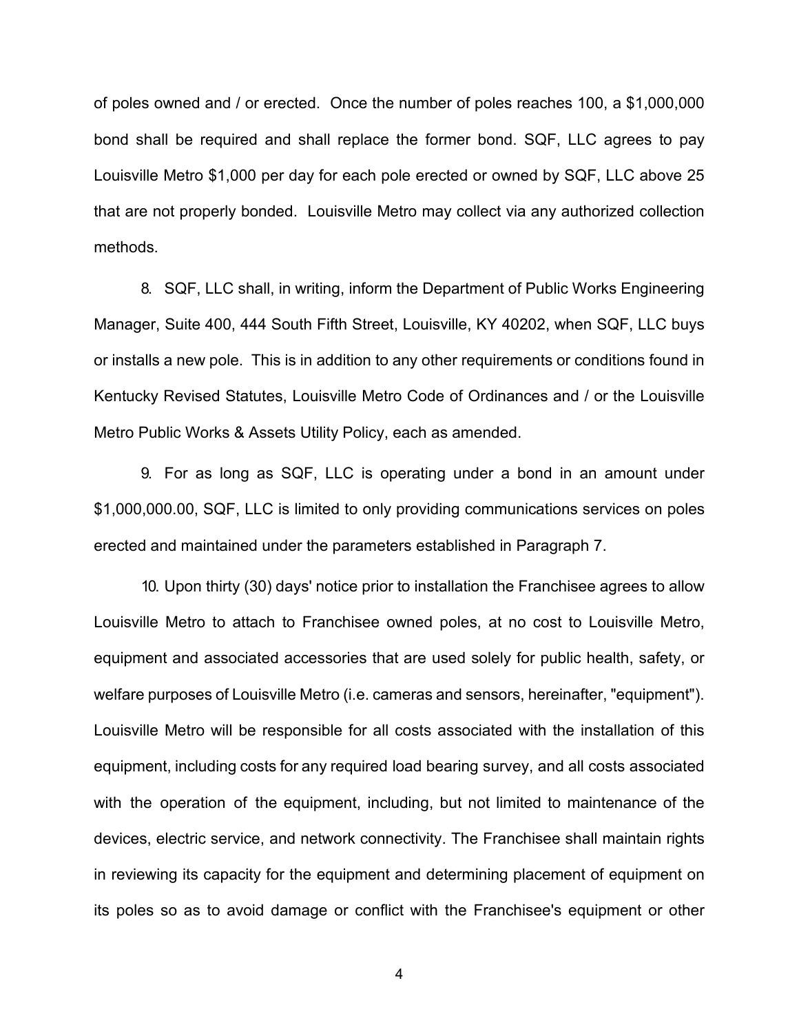of poles owned and / or erected. Once the number of poles reaches 100, a $1,000,000 bond shall be required and shall replace the former bond. SQF, LLC agrees to pay Louisville Metro $1,000 per day for each pole erected or owned by SQF, LLC above 25 that are not properly bonded. Louisville Metro may collect via any authorized collection methods.

8. SQF, LLC shall, in writing, inform the Department of Public Works Engineering Manager, Suite 400, 444 South Fifth Street, Louisville, KY 40202, when SQF, LLC buys or installs a new pole. This is in addition to any other requirements or conditions found in Kentucky Revised Statutes, Louisville Metro Code of Ordinances and / or the Louisville Metro Public Works & Assets Utility Policy, each as amended.

9. For as long as SQF, LLC is operating under a bond in an amount under $1,000,000.00, SQF, LLC is limited to only providing communications services on poles erected and maintained under the parameters established in Paragraph 7.

10. Upon thirty (30) days' notice prior to installation the Franchisee agrees to allow Louisville Metro to attach to Franchisee owned poles, at no cost to Louisville Metro, equipment and associated accessories that are used solely for public health, safety, or welfare purposes of Louisville Metro (i.e. cameras and sensors, hereinafter, "equipment"). Louisville Metro will be responsible for all costs associated with the installation of this equipment, including costs for any required load bearing survey, and all costs associated with the operation of the equipment, including, but not limited to maintenance of the devices, electric service, and network connectivity. The Franchisee shall maintain rights in reviewing its capacity for the equipment and determining placement of equipment on its poles so as to avoid damage or conflict with the Franchisee's equipment or other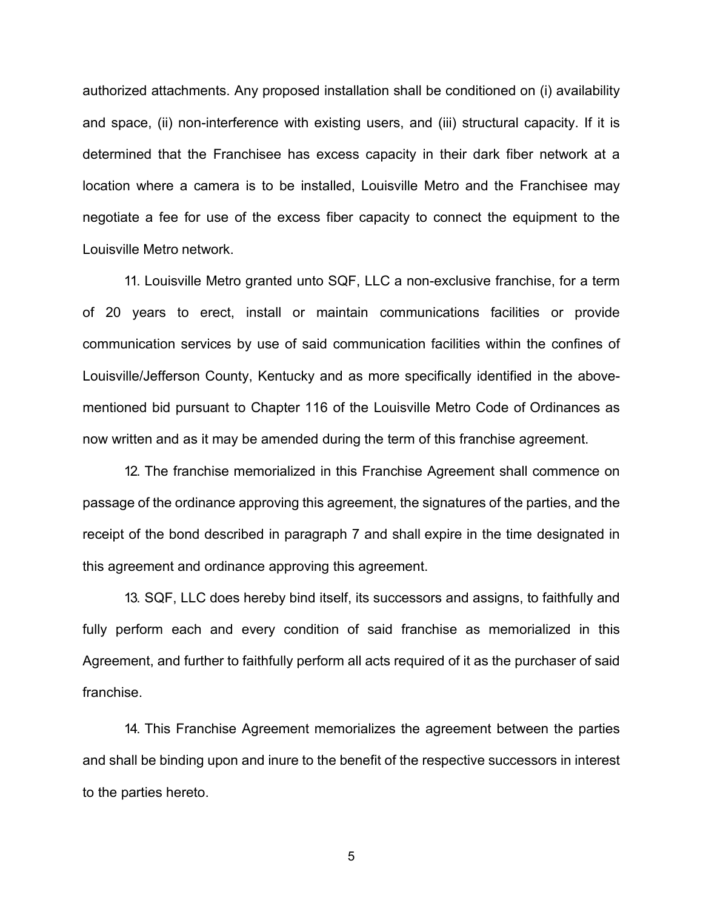authorized attachments. Any proposed installation shall be conditioned on (i) availability and space, (ii) non-interference with existing users, and (iii) structural capacity. If it is determined that the Franchisee has excess capacity in their dark fiber network at a location where a camera is to be installed, Louisville Metro and the Franchisee may negotiate a fee for use of the excess fiber capacity to connect the equipment to the Louisville Metro network.

11. Louisville Metro granted unto SQF, LLC a non-exclusive franchise, for a term of 20 years to erect, install or maintain communications facilities or provide communication services by use of said communication facilities within the confines of Louisville/Jefferson County, Kentucky and as more specifically identified in the above-mentioned bid pursuant to Chapter 116 of the Louisville Metro Code of Ordinances as now written and as it may be amended during the term of this franchise agreement.

12. The franchise memorialized in this Franchise Agreement shall commence on passage of the ordinance approving this agreement, the signatures of the parties, and the receipt of the bond described in paragraph 7 and shall expire in the time designated in this agreement and ordinance approving this agreement.

13. SQF, LLC does hereby bind itself, its successors and assigns, to faithfully and fully perform each and every condition of said franchise as memorialized in this Agreement, and further to faithfully perform all acts required of it as the purchaser of said franchise.

14. This Franchise Agreement memorializes the agreement between the parties and shall be binding upon and inure to the benefit of the respective successors in interest to the parties hereto.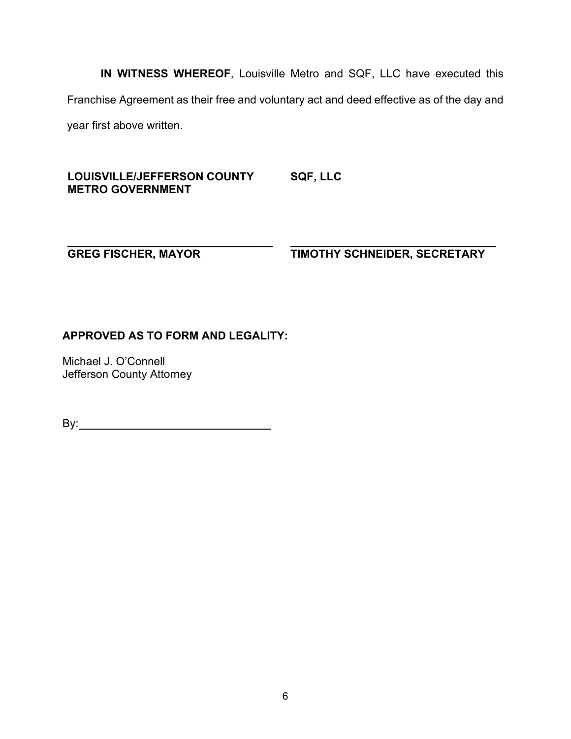**IN WITNESS WHEREOF**, Louisville Metro and SQF, LLC have executed this Franchise Agreement as their free and voluntary act and deed effective as of the day and year first above written.

| | |
|---|---|
| **LOUISVILLE/JEFFERSON COUNTY METRO GOVERNMENT** | **SQF, LLC** |
| ______________________________ | ______________________________ |
| **GREG FISCHER, MAYOR** | **TIMOTHY SCHNEIDER, SECRETARY** |

**APPROVED AS TO FORM AND LEGALITY:**

Michael J. O'Connell
Jefferson County Attorney

By:______________________________